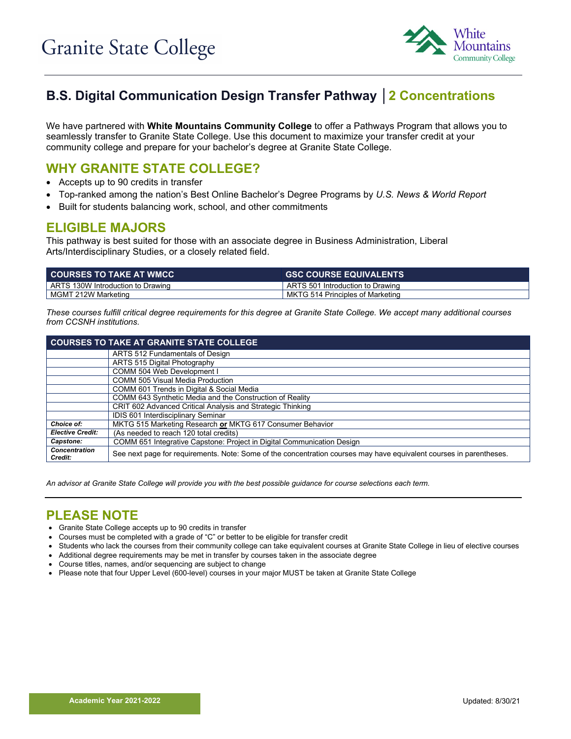Granite State College

White Mountains Community College

# B.S. Digital Communication Design Transfer Pathway │2 Concentrations

We have partnered with **White Mountains Community College** to offer a Pathways Program that allows you to seamlessly transfer to Granite State College. Use this document to maximize your transfer credit at your community college and prepare for your bachelor's degree at Granite State College.

## WHY GRANITE STATE COLLEGE?

- Accepts up to 90 credits in transfer
- Top-ranked among the nation's Best Online Bachelor's Degree Programs by *U.S. News & World Report*
- Built for students balancing work, school, and other commitments

## ELIGIBLE MAJORS

This pathway is best suited for those with an associate degree in Business Administration, Liberal Arts/Interdisciplinary Studies, or a closely related field.

| COURSES TO TAKE AT WMCC | GSC COURSE EQUIVALENTS |
|---|---|
| ARTS 130W Introduction to Drawing | ARTS 501 Introduction to Drawing |
| MGMT 212W Marketing | MKTG 514 Principles of Marketing |

*These courses fulfill critical degree requirements for this degree at Granite State College. We accept many additional courses from CCSNH institutions.*

| COURSES TO TAKE AT GRANITE STATE COLLEGE | |
|---|---|
| | ARTS 512 Fundamentals of Design |
| | ARTS 515 Digital Photography |
| | COMM 504 Web Development I |
| | COMM 505 Visual Media Production |
| | COMM 601 Trends in Digital & Social Media |
| | COMM 643 Synthetic Media and the Construction of Reality |
| | CRIT 602 Advanced Critical Analysis and Strategic Thinking |
| | IDIS 601 Interdisciplinary Seminar |
| ***Choice of:*** | MKTG 515 Marketing Research **or** MKTG 617 Consumer Behavior |
| ***Elective Credit:*** | (As needed to reach 120 total credits) |
| ***Capstone:*** | COMM 651 Integrative Capstone: Project in Digital Communication Design |
| ***Concentration Credit:*** | See next page for requirements. Note: Some of the concentration courses may have equivalent courses in parentheses. |

*An advisor at Granite State College will provide you with the best possible guidance for course selections each term.*

## PLEASE NOTE

- Granite State College accepts up to 90 credits in transfer
- Courses must be completed with a grade of "C" or better to be eligible for transfer credit
- Students who lack the courses from their community college can take equivalent courses at Granite State College in lieu of elective courses
- Additional degree requirements may be met in transfer by courses taken in the associate degree
- Course titles, names, and/or sequencing are subject to change
- Please note that four Upper Level (600-level) courses in your major MUST be taken at Granite State College

Academic Year 2021-2022

Updated: 8/30/21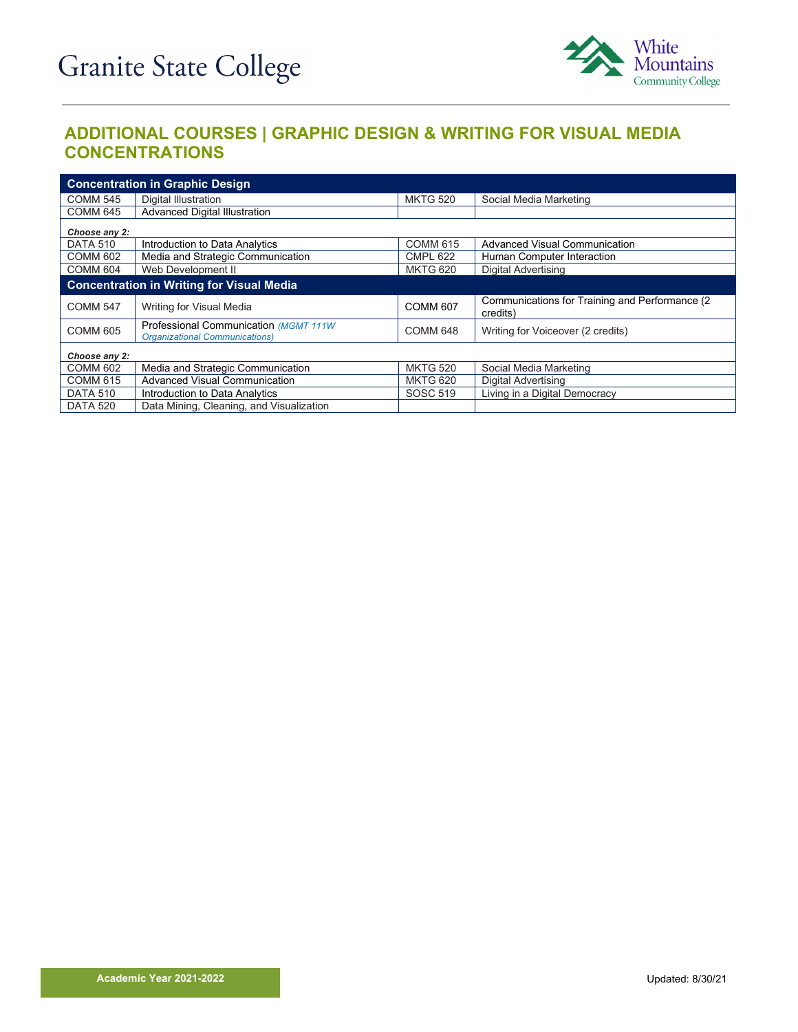Granite State College

White Mountains Community College

## ADDITIONAL COURSES | GRAPHIC DESIGN & WRITING FOR VISUAL MEDIA CONCENTRATIONS

| | | | |
|---|---|---|---|
| **Concentration in Graphic Design** | | | |
| COMM 545 | Digital Illustration | MKTG 520 | Social Media Marketing |
| COMM 645 | Advanced Digital Illustration | | |
| ***Choose any 2:*** | | | |
| DATA 510 | Introduction to Data Analytics | COMM 615 | Advanced Visual Communication |
| COMM 602 | Media and Strategic Communication | CMPL 622 | Human Computer Interaction |
| COMM 604 | Web Development II | MKTG 620 | Digital Advertising |
| **Concentration in Writing for Visual Media** | | | |
| COMM 547 | Writing for Visual Media | COMM 607 | Communications for Training and Performance (2 credits) |
| COMM 605 | Professional Communication *(MGMT 111W Organizational Communications)* | COMM 648 | Writing for Voiceover (2 credits) |
| ***Choose any 2:*** | | | |
| COMM 602 | Media and Strategic Communication | MKTG 520 | Social Media Marketing |
| COMM 615 | Advanced Visual Communication | MKTG 620 | Digital Advertising |
| DATA 510 | Introduction to Data Analytics | SOSC 519 | Living in a Digital Democracy |
| DATA 520 | Data Mining, Cleaning, and Visualization | | |

**Academic Year 2021-2022**

Updated: 8/30/21